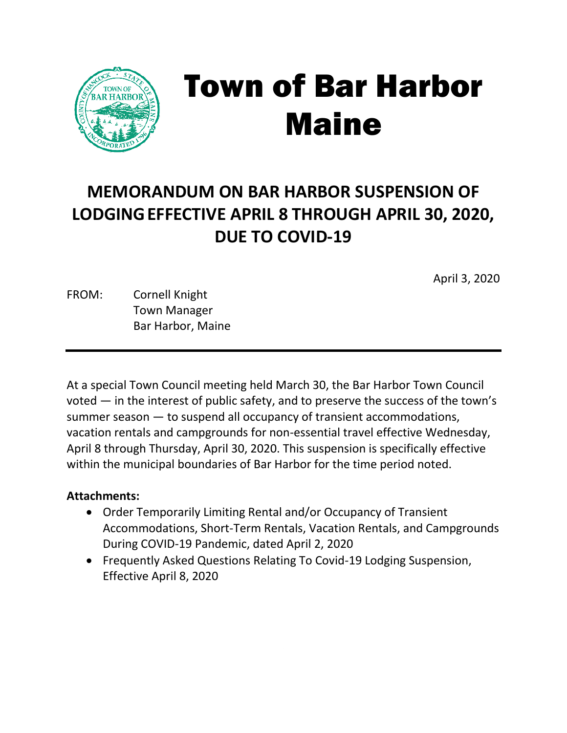# Town of Bar Harbor Maine

## MEMORANDUM ON BAR HARBOR SUSPENSION OF LODGING EFFECTIVE APRIL 8 THROUGH APRIL 30, 2020, DUE TO COVID-19

April 3, 2020

FROM: Cornell Knight
Town Manager
Bar Harbor, Maine

---

At a special Town Council meeting held March 30, the Bar Harbor Town Council voted — in the interest of public safety, and to preserve the success of the town's summer season — to suspend all occupancy of transient accommodations, vacation rentals and campgrounds for non-essential travel effective Wednesday, April 8 through Thursday, April 30, 2020. This suspension is specifically effective within the municipal boundaries of Bar Harbor for the time period noted.

**Attachments:**

- Order Temporarily Limiting Rental and/or Occupancy of Transient Accommodations, Short-Term Rentals, Vacation Rentals, and Campgrounds During COVID-19 Pandemic, dated April 2, 2020
- Frequently Asked Questions Relating To Covid-19 Lodging Suspension, Effective April 8, 2020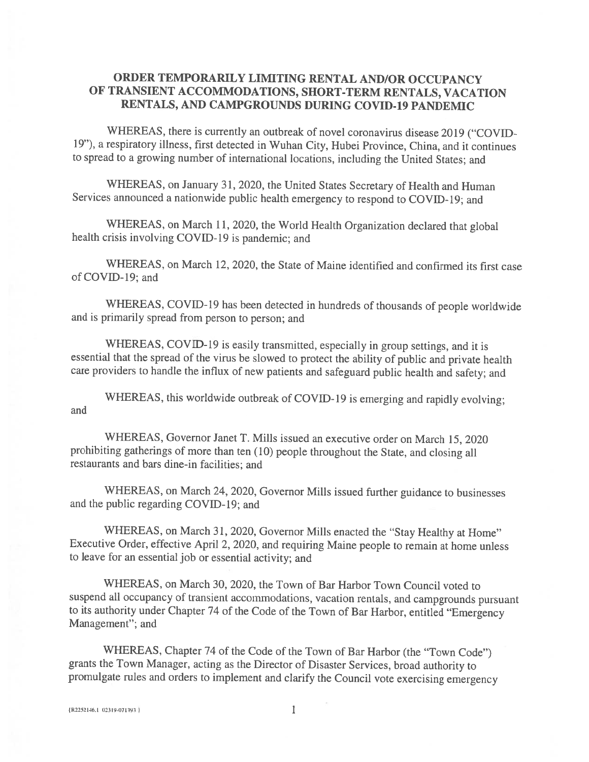## ORDER TEMPORARILY LIMITING RENTAL AND/OR OCCUPANCY OF TRANSIENT ACCOMMODATIONS, SHORT-TERM RENTALS, VACATION RENTALS, AND CAMPGROUNDS DURING COVID-19 PANDEMIC

WHEREAS, there is currently an outbreak of novel coronavirus disease 2019 ("COVID-19"), a respiratory illness, first detected in Wuhan City, Hubei Province, China, and it continues to spread to a growing number of international locations, including the United States; and

WHEREAS, on January 31, 2020, the United States Secretary of Health and Human Services announced a nationwide public health emergency to respond to COVID-19; and

WHEREAS, on March 11, 2020, the World Health Organization declared that global health crisis involving COVID-19 is pandemic; and

WHEREAS, on March 12, 2020, the State of Maine identified and confirmed its first case of COVID-19; and

WHEREAS, COVID-19 has been detected in hundreds of thousands of people worldwide and is primarily spread from person to person; and

WHEREAS, COVID-19 is easily transmitted, especially in group settings, and it is essential that the spread of the virus be slowed to protect the ability of public and private health care providers to handle the influx of new patients and safeguard public health and safety; and

WHEREAS, this worldwide outbreak of COVID-19 is emerging and rapidly evolving; and

WHEREAS, Governor Janet T. Mills issued an executive order on March 15, 2020 prohibiting gatherings of more than ten (10) people throughout the State, and closing all restaurants and bars dine-in facilities; and

WHEREAS, on March 24, 2020, Governor Mills issued further guidance to businesses and the public regarding COVID-19; and

WHEREAS, on March 31, 2020, Governor Mills enacted the "Stay Healthy at Home" Executive Order, effective April 2, 2020, and requiring Maine people to remain at home unless to leave for an essential job or essential activity; and

WHEREAS, on March 30, 2020, the Town of Bar Harbor Town Council voted to suspend all occupancy of transient accommodations, vacation rentals, and campgrounds pursuant to its authority under Chapter 74 of the Code of the Town of Bar Harbor, entitled "Emergency Management"; and

WHEREAS, Chapter 74 of the Code of the Town of Bar Harbor (the "Town Code") grants the Town Manager, acting as the Director of Disaster Services, broad authority to promulgate rules and orders to implement and clarify the Council vote exercising emergency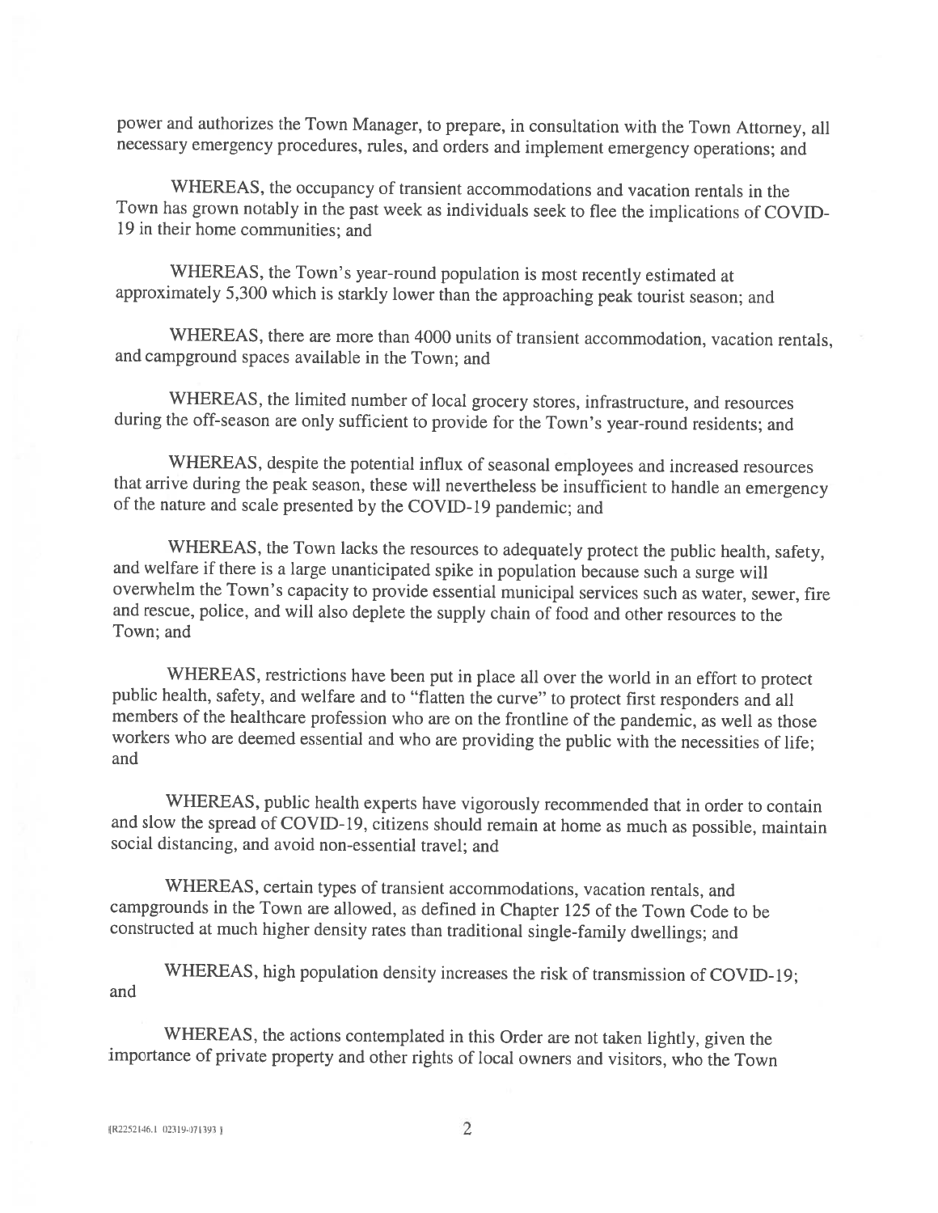power and authorizes the Town Manager, to prepare, in consultation with the Town Attorney, all necessary emergency procedures, rules, and orders and implement emergency operations; and

WHEREAS, the occupancy of transient accommodations and vacation rentals in the Town has grown notably in the past week as individuals seek to flee the implications of COVID-19 in their home communities; and

WHEREAS, the Town's year-round population is most recently estimated at approximately 5,300 which is starkly lower than the approaching peak tourist season; and

WHEREAS, there are more than 4000 units of transient accommodation, vacation rentals, and campground spaces available in the Town; and

WHEREAS, the limited number of local grocery stores, infrastructure, and resources during the off-season are only sufficient to provide for the Town's year-round residents; and

WHEREAS, despite the potential influx of seasonal employees and increased resources that arrive during the peak season, these will nevertheless be insufficient to handle an emergency of the nature and scale presented by the COVID-19 pandemic; and

WHEREAS, the Town lacks the resources to adequately protect the public health, safety, and welfare if there is a large unanticipated spike in population because such a surge will overwhelm the Town's capacity to provide essential municipal services such as water, sewer, fire and rescue, police, and will also deplete the supply chain of food and other resources to the Town; and

WHEREAS, restrictions have been put in place all over the world in an effort to protect public health, safety, and welfare and to "flatten the curve" to protect first responders and all members of the healthcare profession who are on the frontline of the pandemic, as well as those workers who are deemed essential and who are providing the public with the necessities of life; and

WHEREAS, public health experts have vigorously recommended that in order to contain and slow the spread of COVID-19, citizens should remain at home as much as possible, maintain social distancing, and avoid non-essential travel; and

WHEREAS, certain types of transient accommodations, vacation rentals, and campgrounds in the Town are allowed, as defined in Chapter 125 of the Town Code to be constructed at much higher density rates than traditional single-family dwellings; and

WHEREAS, high population density increases the risk of transmission of COVID-19; and

WHEREAS, the actions contemplated in this Order are not taken lightly, given the importance of private property and other rights of local owners and visitors, who the Town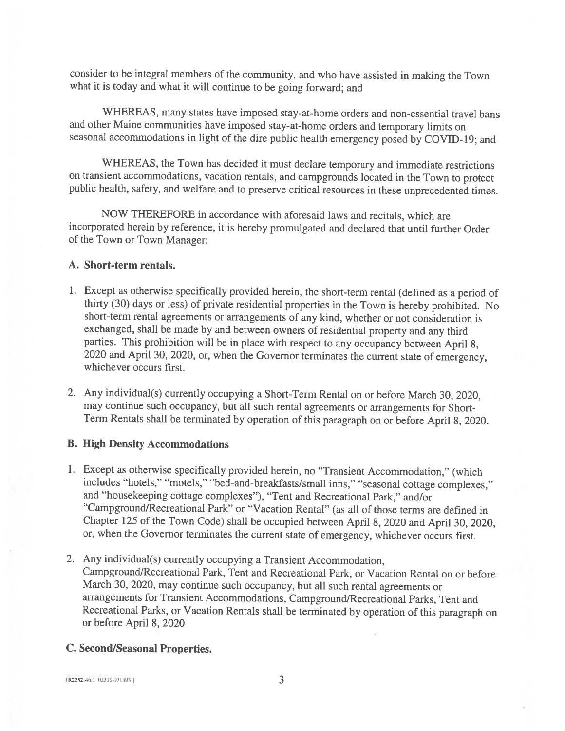consider to be integral members of the community, and who have assisted in making the Town what it is today and what it will continue to be going forward; and

WHEREAS, many states have imposed stay-at-home orders and non-essential travel bans and other Maine communities have imposed stay-at-home orders and temporary limits on seasonal accommodations in light of the dire public health emergency posed by COVID-19; and

WHEREAS, the Town has decided it must declare temporary and immediate restrictions on transient accommodations, vacation rentals, and campgrounds located in the Town to protect public health, safety, and welfare and to preserve critical resources in these unprecedented times.

NOW THEREFORE in accordance with aforesaid laws and recitals, which are incorporated herein by reference, it is hereby promulgated and declared that until further Order of the Town or Town Manager:

**A. Short-term rentals.**

1. Except as otherwise specifically provided herein, the short-term rental (defined as a period of thirty (30) days or less) of private residential properties in the Town is hereby prohibited. No short-term rental agreements or arrangements of any kind, whether or not consideration is exchanged, shall be made by and between owners of residential property and any third parties. This prohibition will be in place with respect to any occupancy between April 8, 2020 and April 30, 2020, or, when the Governor terminates the current state of emergency, whichever occurs first.

2. Any individual(s) currently occupying a Short-Term Rental on or before March 30, 2020, may continue such occupancy, but all such rental agreements or arrangements for Short-Term Rentals shall be terminated by operation of this paragraph on or before April 8, 2020.

**B. High Density Accommodations**

1. Except as otherwise specifically provided herein, no "Transient Accommodation," (which includes "hotels," "motels," "bed-and-breakfasts/small inns," "seasonal cottage complexes," and "housekeeping cottage complexes"), "Tent and Recreational Park," and/or "Campground/Recreational Park" or "Vacation Rental" (as all of those terms are defined in Chapter 125 of the Town Code) shall be occupied between April 8, 2020 and April 30, 2020, or, when the Governor terminates the current state of emergency, whichever occurs first.

2. Any individual(s) currently occupying a Transient Accommodation, Campground/Recreational Park, Tent and Recreational Park, or Vacation Rental on or before March 30, 2020, may continue such occupancy, but all such rental agreements or arrangements for Transient Accommodations, Campground/Recreational Parks, Tent and Recreational Parks, or Vacation Rentals shall be terminated by operation of this paragraph on or before April 8, 2020

**C. Second/Seasonal Properties.**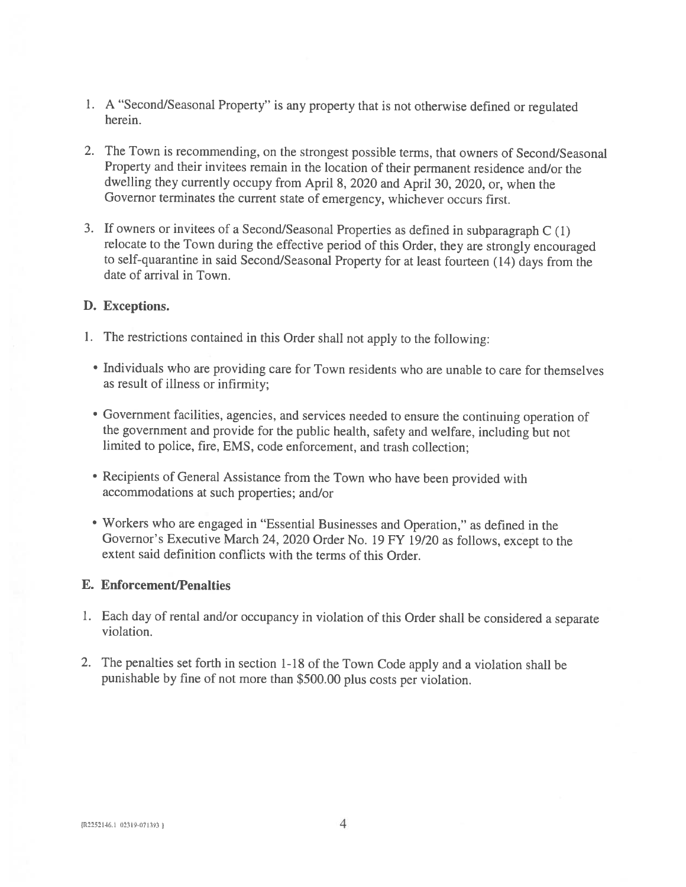1. A "Second/Seasonal Property" is any property that is not otherwise defined or regulated herein.

2. The Town is recommending, on the strongest possible terms, that owners of Second/Seasonal Property and their invitees remain in the location of their permanent residence and/or the dwelling they currently occupy from April 8, 2020 and April 30, 2020, or, when the Governor terminates the current state of emergency, whichever occurs first.

3. If owners or invitees of a Second/Seasonal Properties as defined in subparagraph C (1) relocate to the Town during the effective period of this Order, they are strongly encouraged to self-quarantine in said Second/Seasonal Property for at least fourteen (14) days from the date of arrival in Town.

### D. Exceptions.

1. The restrictions contained in this Order shall not apply to the following:

   - Individuals who are providing care for Town residents who are unable to care for themselves as result of illness or infirmity;

   - Government facilities, agencies, and services needed to ensure the continuing operation of the government and provide for the public health, safety and welfare, including but not limited to police, fire, EMS, code enforcement, and trash collection;

   - Recipients of General Assistance from the Town who have been provided with accommodations at such properties; and/or

   - Workers who are engaged in "Essential Businesses and Operation," as defined in the Governor's Executive March 24, 2020 Order No. 19 FY 19/20 as follows, except to the extent said definition conflicts with the terms of this Order.

### E. Enforcement/Penalties

1. Each day of rental and/or occupancy in violation of this Order shall be considered a separate violation.

2. The penalties set forth in section 1-18 of the Town Code apply and a violation shall be punishable by fine of not more than $500.00 plus costs per violation.

{R2252146.1 02319-071393 }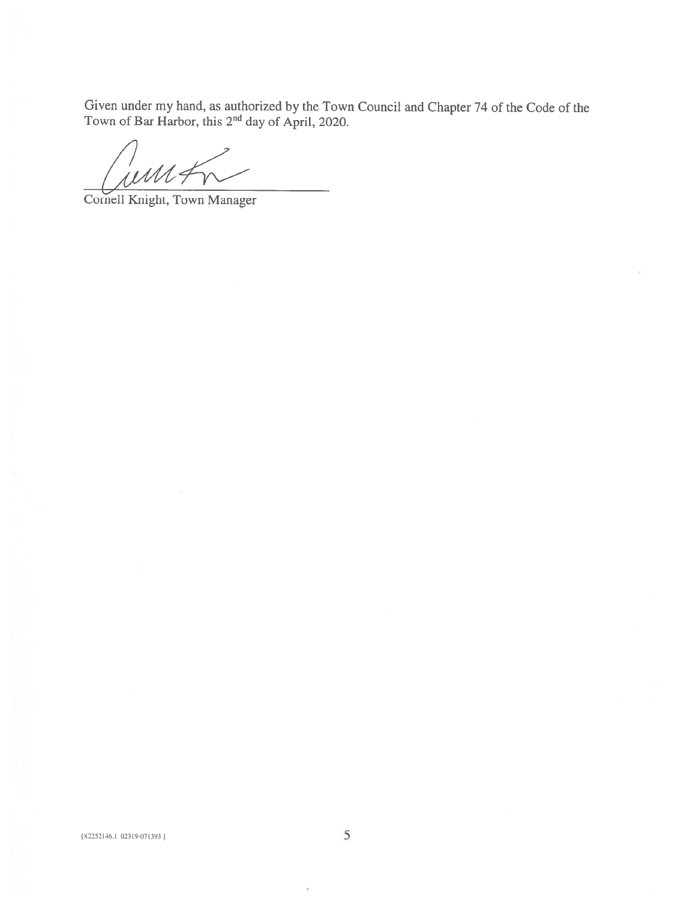Given under my hand, as authorized by the Town Council and Chapter 74 of the Code of the Town of Bar Harbor, this 2nd day of April, 2020.

Cornell Knight, Town Manager

{R2252146.1 02319-071393 }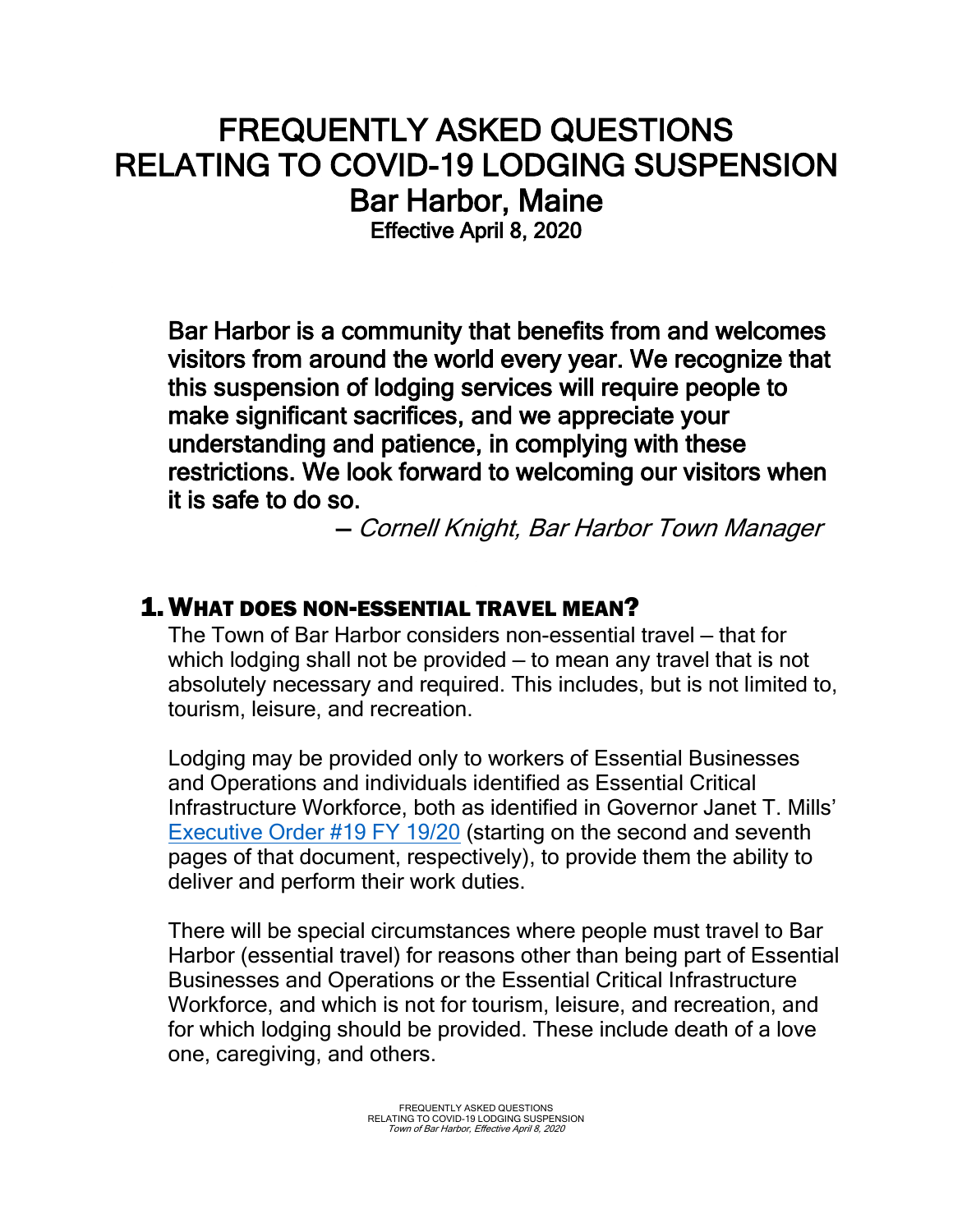# FREQUENTLY ASKED QUESTIONS RELATING TO COVID-19 LODGING SUSPENSION

## Bar Harbor, Maine

### Effective April 8, 2020

**Bar Harbor is a community that benefits from and welcomes visitors from around the world every year. We recognize that this suspension of lodging services will require people to make significant sacrifices, and we appreciate your understanding and patience, in complying with these restrictions. We look forward to welcoming our visitors when it is safe to do so.**

— *Cornell Knight, Bar Harbor Town Manager*

## 1. What does non-essential travel mean?

The Town of Bar Harbor considers non-essential travel — that for which lodging shall not be provided — to mean any travel that is not absolutely necessary and required. This includes, but is not limited to, tourism, leisure, and recreation.

Lodging may be provided only to workers of Essential Businesses and Operations and individuals identified as Essential Critical Infrastructure Workforce, both as identified in Governor Janet T. Mills' Executive Order #19 FY 19/20 (starting on the second and seventh pages of that document, respectively), to provide them the ability to deliver and perform their work duties.

There will be special circumstances where people must travel to Bar Harbor (essential travel) for reasons other than being part of Essential Businesses and Operations or the Essential Critical Infrastructure Workforce, and which is not for tourism, leisure, and recreation, and for which lodging should be provided. These include death of a love one, caregiving, and others.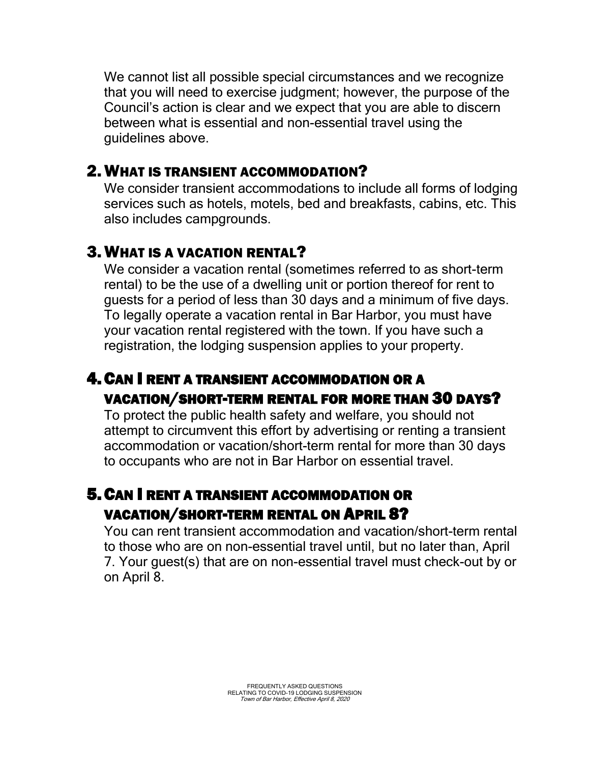We cannot list all possible special circumstances and we recognize that you will need to exercise judgment; however, the purpose of the Council's action is clear and we expect that you are able to discern between what is essential and non-essential travel using the guidelines above.

## 2. What is transient accommodation?

We consider transient accommodations to include all forms of lodging services such as hotels, motels, bed and breakfasts, cabins, etc. This also includes campgrounds.

## 3. What is a vacation rental?

We consider a vacation rental (sometimes referred to as short-term rental) to be the use of a dwelling unit or portion thereof for rent to guests for a period of less than 30 days and a minimum of five days. To legally operate a vacation rental in Bar Harbor, you must have your vacation rental registered with the town. If you have such a registration, the lodging suspension applies to your property.

## 4. Can I rent a transient accommodation or a vacation/short-term rental for more than 30 days?

To protect the public health safety and welfare, you should not attempt to circumvent this effort by advertising or renting a transient accommodation or vacation/short-term rental for more than 30 days to occupants who are not in Bar Harbor on essential travel.

## 5. Can I rent a transient accommodation or vacation/short-term rental on April 8?

You can rent transient accommodation and vacation/short-term rental to those who are on non-essential travel until, but no later than, April 7. Your guest(s) that are on non-essential travel must check-out by or on April 8.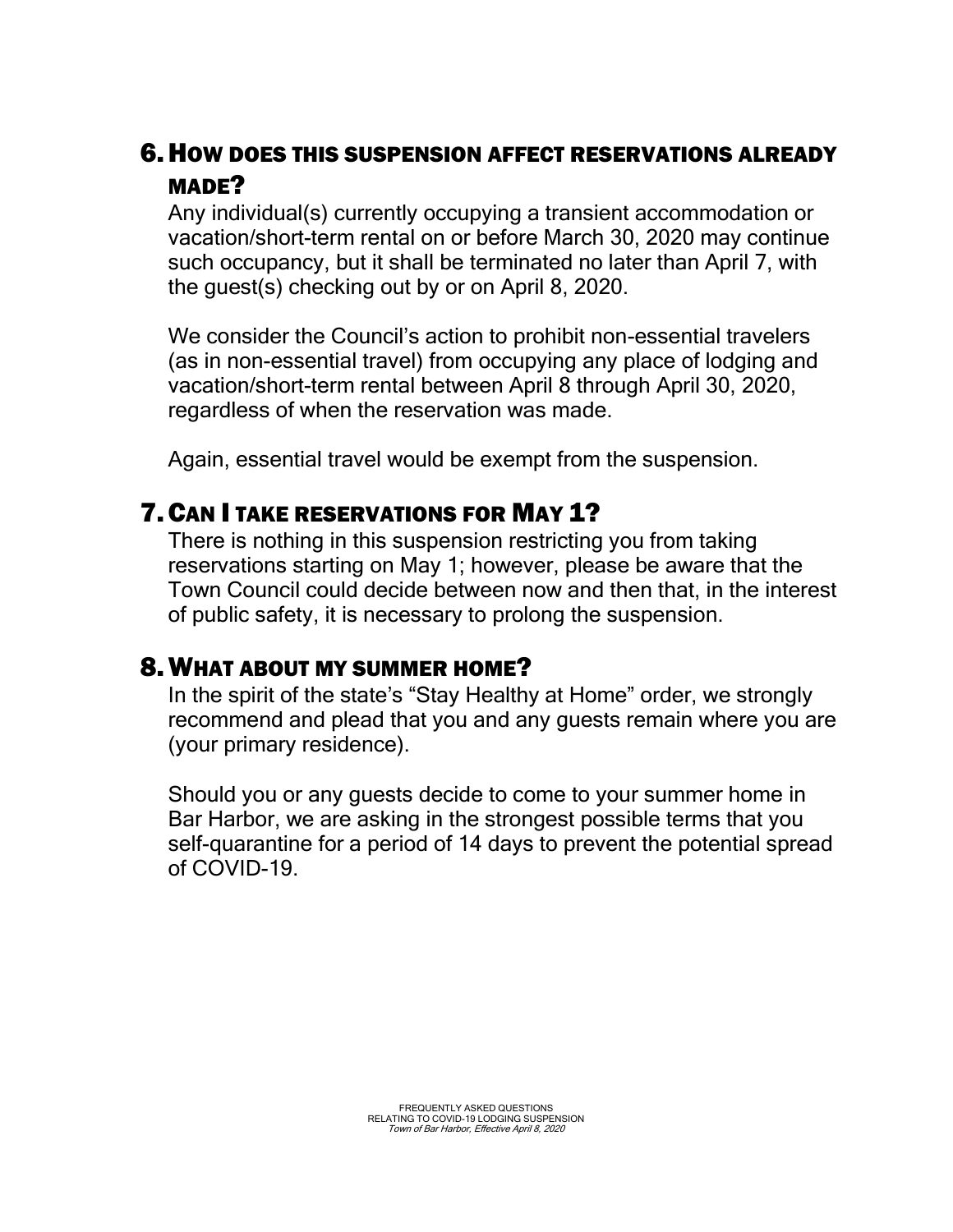## 6. How does this suspension affect reservations already made?

Any individual(s) currently occupying a transient accommodation or vacation/short-term rental on or before March 30, 2020 may continue such occupancy, but it shall be terminated no later than April 7, with the guest(s) checking out by or on April 8, 2020.

We consider the Council's action to prohibit non-essential travelers (as in non-essential travel) from occupying any place of lodging and vacation/short-term rental between April 8 through April 30, 2020, regardless of when the reservation was made.

Again, essential travel would be exempt from the suspension.

## 7. Can I take reservations for May 1?

There is nothing in this suspension restricting you from taking reservations starting on May 1; however, please be aware that the Town Council could decide between now and then that, in the interest of public safety, it is necessary to prolong the suspension.

## 8. What about my summer home?

In the spirit of the state's "Stay Healthy at Home" order, we strongly recommend and plead that you and any guests remain where you are (your primary residence).

Should you or any guests decide to come to your summer home in Bar Harbor, we are asking in the strongest possible terms that you self-quarantine for a period of 14 days to prevent the potential spread of COVID-19.